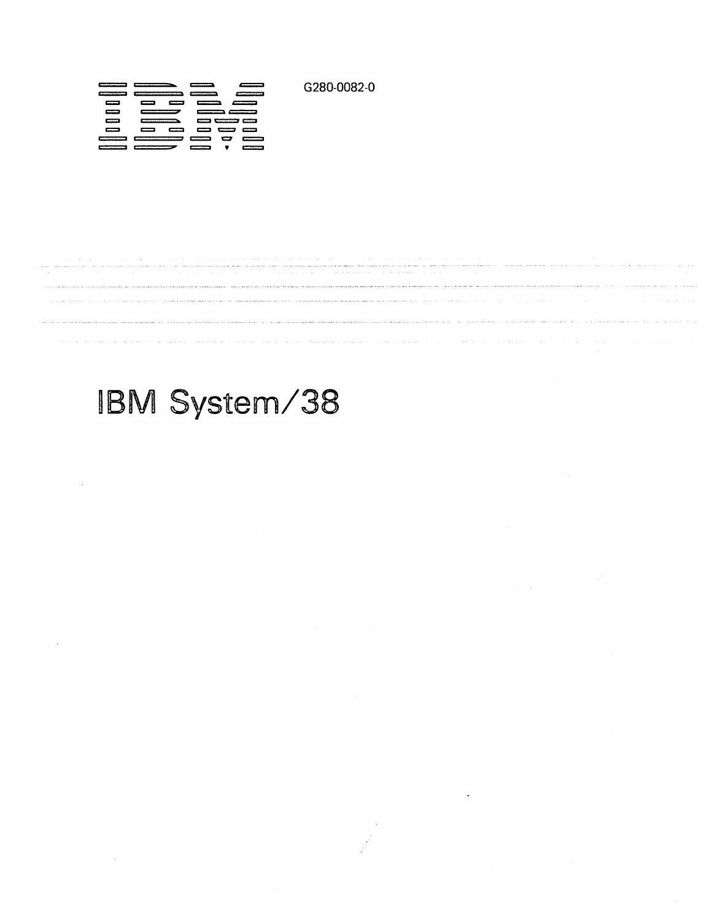IBM

G280-0082-0

# IBM System/38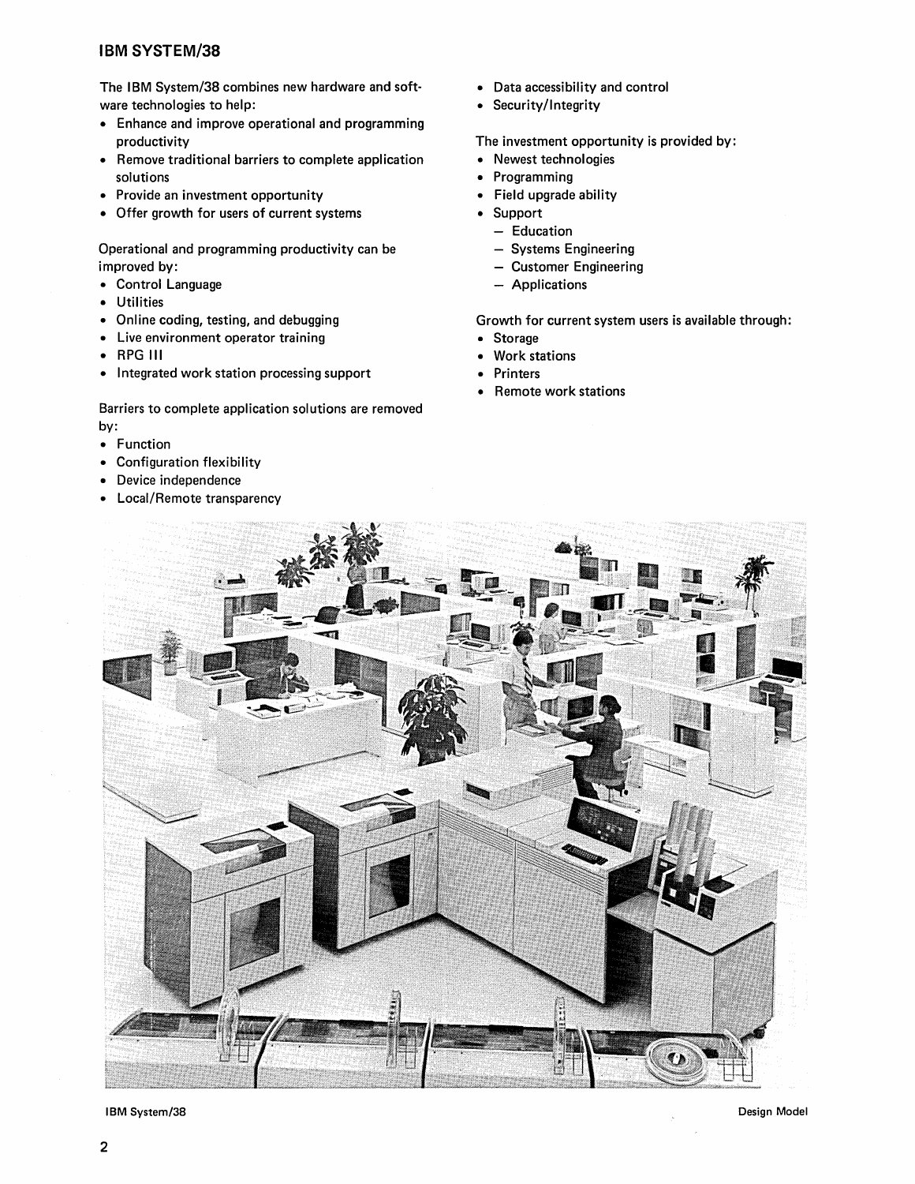## IBM SYSTEM/38

The IBM System/38 combines new hardware and software technologies to help:

- Enhance and improve operational and programming productivity
- Remove traditional barriers to complete application solutions
- Provide an investment opportunity
- Offer growth for users of current systems

Operational and programming productivity can be improved by:

- Control Language
- Utilities
- Online coding, testing, and debugging
- Live environment operator training
- RPG III
- Integrated work station processing support

Barriers to complete application solutions are removed by:

- Function
- Configuration flexibility
- Device independence
- Local/Remote transparency
- Data accessibility and control
- Security/Integrity

The investment opportunity is provided by:

- Newest technologies
- Programming
- Field upgrade ability
- Support
  - Education
  - Systems Engineering
  - Customer Engineering
  - Applications

Growth for current system users is available through:

- Storage
- Work stations
- Printers
- Remote work stations

IBM System/38 Design Model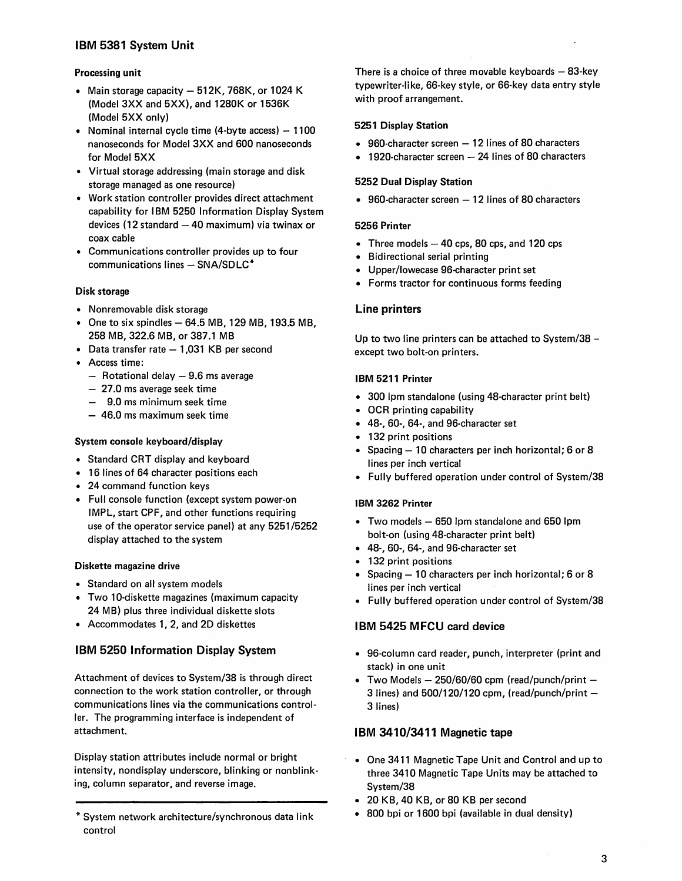## IBM 5381 System Unit

### Processing unit

- Main storage capacity – 512K, 768K, or 1024 K (Model 3XX and 5XX), and 1280K or 1536K (Model 5XX only)
- Nominal internal cycle time (4-byte access) – 1100 nanoseconds for Model 3XX and 600 nanoseconds for Model 5XX
- Virtual storage addressing (main storage and disk storage managed as one resource)
- Work station controller provides direct attachment capability for IBM 5250 Information Display System devices (12 standard – 40 maximum) via twinax or coax cable
- Communications controller provides up to four communications lines – SNA/SDLC*

### Disk storage

- Nonremovable disk storage
- One to six spindles – 64.5 MB, 129 MB, 193.5 MB, 258 MB, 322.6 MB, or 387.1 MB
- Data transfer rate – 1,031 KB per second
- Access time:
  - Rotational delay – 9.6 ms average
  - 27.0 ms average seek time
  - 9.0 ms minimum seek time
  - 46.0 ms maximum seek time

### System console keyboard/display

- Standard CRT display and keyboard
- 16 lines of 64 character positions each
- 24 command function keys
- Full console function (except system power-on IMPL, start CPF, and other functions requiring use of the operator service panel) at any 5251/5252 display attached to the system

### Diskette magazine drive

- Standard on all system models
- Two 10-diskette magazines (maximum capacity 24 MB) plus three individual diskette slots
- Accommodates 1, 2, and 2D diskettes

## IBM 5250 Information Display System

Attachment of devices to System/38 is through direct connection to the work station controller, or through communications lines via the communications controller. The programming interface is independent of attachment.

Display station attributes include normal or bright intensity, nondisplay underscore, blinking or nonblinking, column separator, and reverse image.

There is a choice of three movable keyboards – 83-key typewriter-like, 66-key style, or 66-key data entry style with proof arrangement.

### 5251 Display Station

- 960-character screen – 12 lines of 80 characters
- 1920-character screen – 24 lines of 80 characters

### 5252 Dual Display Station

- 960-character screen – 12 lines of 80 characters

### 5256 Printer

- Three models – 40 cps, 80 cps, and 120 cps
- Bidirectional serial printing
- Upper/lowecase 96-character print set
- Forms tractor for continuous forms feeding

## Line printers

Up to two line printers can be attached to System/38 – except two bolt-on printers.

### IBM 5211 Printer

- 300 lpm standalone (using 48-character print belt)
- OCR printing capability
- 48-, 60-, 64-, and 96-character set
- 132 print positions
- Spacing – 10 characters per inch horizontal; 6 or 8 lines per inch vertical
- Fully buffered operation under control of System/38

### IBM 3262 Printer

- Two models – 650 lpm standalone and 650 lpm bolt-on (using 48-character print belt)
- 48-, 60-, 64-, and 96-character set
- 132 print positions
- Spacing – 10 characters per inch horizontal; 6 or 8 lines per inch vertical
- Fully buffered operation under control of System/38

## IBM 5425 MFCU card device

- 96-column card reader, punch, interpreter (print and stack) in one unit
- Two Models – 250/60/60 cpm (read/punch/print – 3 lines) and 500/120/120 cpm, (read/punch/print – 3 lines)

## IBM 3410/3411 Magnetic tape

- One 3411 Magnetic Tape Unit and Control and up to three 3410 Magnetic Tape Units may be attached to System/38
- 20 KB, 40 KB, or 80 KB per second
- 800 bpi or 1600 bpi (available in dual density)

---

* System network architecture/synchronous data link control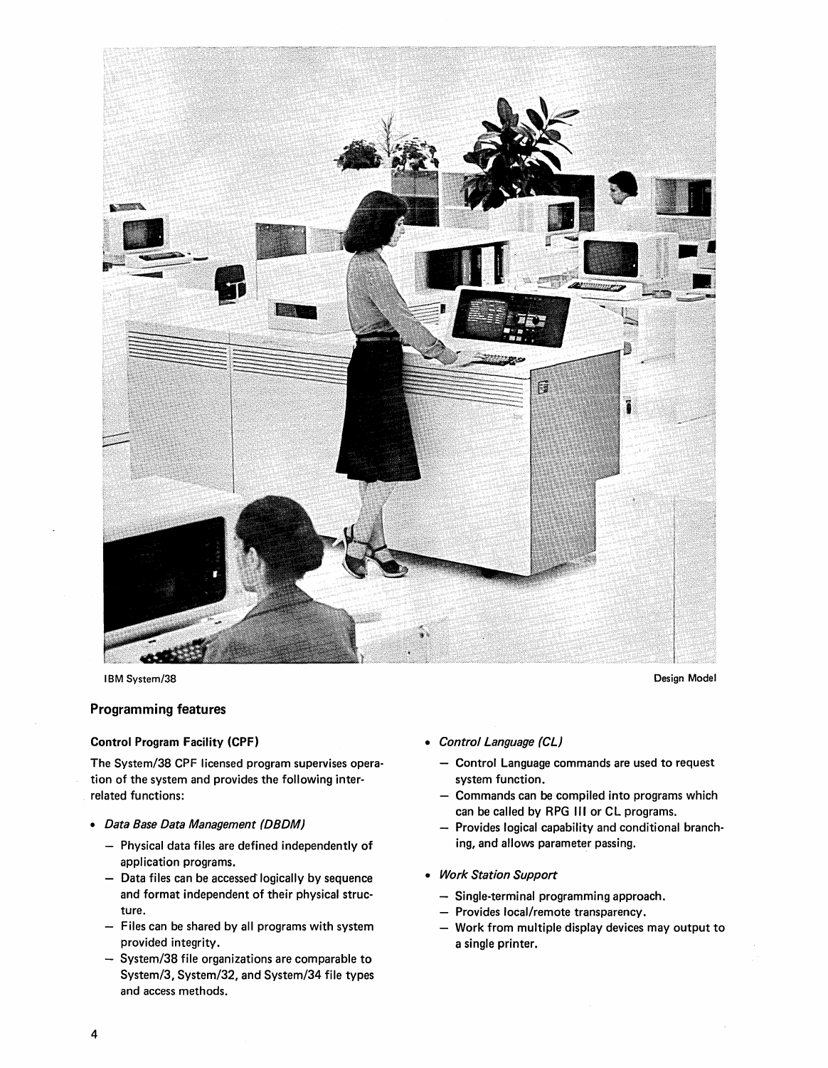IBM System/38 Design Model

## Programming features

### Control Program Facility (CPF)

The System/38 CPF licensed program supervises operation of the system and provides the following interrelated functions:

- *Data Base Data Management (DBDM)*
  - Physical data files are defined independently of application programs.
  - Data files can be accessed logically by sequence and format independent of their physical structure.
  - Files can be shared by all programs with system provided integrity.
  - System/38 file organizations are comparable to System/3, System/32, and System/34 file types and access methods.
- *Control Language (CL)*
  - Control Language commands are used to request system function.
  - Commands can be compiled into programs which can be called by RPG III or CL programs.
  - Provides logical capability and conditional branching, and allows parameter passing.
- *Work Station Support*
  - Single-terminal programming approach.
  - Provides local/remote transparency.
  - Work from multiple display devices may output to a single printer.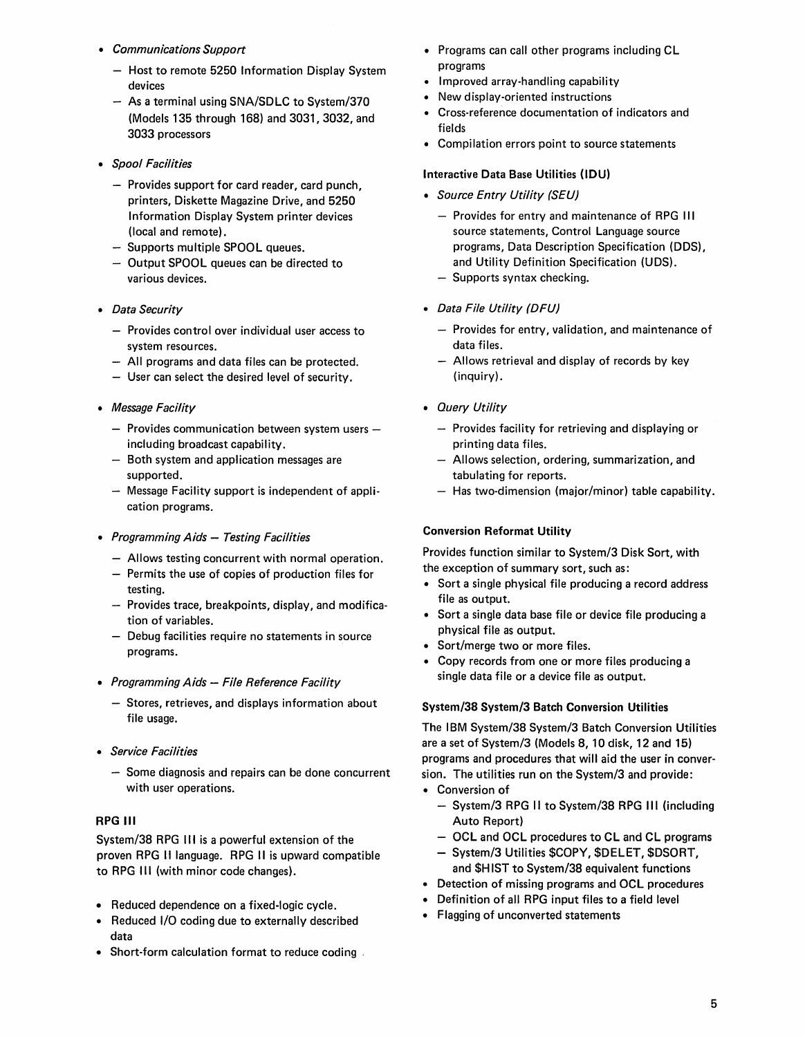- *Communications Support*
  - Host to remote 5250 Information Display System devices
  - As a terminal using SNA/SDLC to System/370 (Models 135 through 168) and 3031, 3032, and 3033 processors

- *Spool Facilities*
  - Provides support for card reader, card punch, printers, Diskette Magazine Drive, and 5250 Information Display System printer devices (local and remote).
  - Supports multiple SPOOL queues.
  - Output SPOOL queues can be directed to various devices.

- *Data Security*
  - Provides control over individual user access to system resources.
  - All programs and data files can be protected.
  - User can select the desired level of security.

- *Message Facility*
  - Provides communication between system users — including broadcast capability.
  - Both system and application messages are supported.
  - Message Facility support is independent of application programs.

- *Programming Aids — Testing Facilities*
  - Allows testing concurrent with normal operation.
  - Permits the use of copies of production files for testing.
  - Provides trace, breakpoints, display, and modification of variables.
  - Debug facilities require no statements in source programs.

- *Programming Aids — File Reference Facility*
  - Stores, retrieves, and displays information about file usage.

- *Service Facilities*
  - Some diagnosis and repairs can be done concurrent with user operations.

### RPG III

System/38 RPG III is a powerful extension of the proven RPG II language. RPG II is upward compatible to RPG III (with minor code changes).

- Reduced dependence on a fixed-logic cycle.
- Reduced I/O coding due to externally described data
- Short-form calculation format to reduce coding
- Programs can call other programs including CL programs
- Improved array-handling capability
- New display-oriented instructions
- Cross-reference documentation of indicators and fields
- Compilation errors point to source statements

### Interactive Data Base Utilities (IDU)

- *Source Entry Utility (SEU)*
  - Provides for entry and maintenance of RPG III source statements, Control Language source programs, Data Description Specification (DDS), and Utility Definition Specification (UDS).
  - Supports syntax checking.

- *Data File Utility (DFU)*
  - Provides for entry, validation, and maintenance of data files.
  - Allows retrieval and display of records by key (inquiry).

- *Query Utility*
  - Provides facility for retrieving and displaying or printing data files.
  - Allows selection, ordering, summarization, and tabulating for reports.
  - Has two-dimension (major/minor) table capability.

### Conversion Reformat Utility

Provides function similar to System/3 Disk Sort, with the exception of summary sort, such as:

- Sort a single physical file producing a record address file as output.
- Sort a single data base file or device file producing a physical file as output.
- Sort/merge two or more files.
- Copy records from one or more files producing a single data file or a device file as output.

### System/38 System/3 Batch Conversion Utilities

The IBM System/38 System/3 Batch Conversion Utilities are a set of System/3 (Models 8, 10 disk, 12 and 15) programs and procedures that will aid the user in conversion. The utilities run on the System/3 and provide:

- Conversion of
  - System/3 RPG II to System/38 RPG III (including Auto Report)
  - OCL and OCL procedures to CL and CL programs
  - System/3 Utilities $COPY, $DELET, $DSORT, and $HIST to System/38 equivalent functions
- Detection of missing programs and OCL procedures
- Definition of all RPG input files to a field level
- Flagging of unconverted statements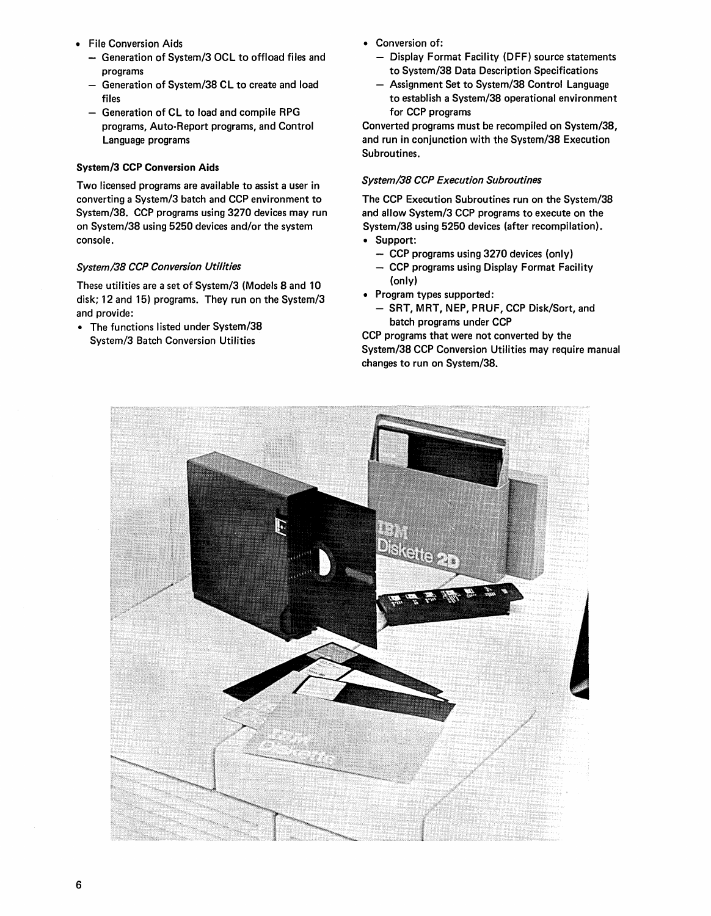- File Conversion Aids
  - Generation of System/3 OCL to offload files and programs
  - Generation of System/38 CL to create and load files
  - Generation of CL to load and compile RPG programs, Auto-Report programs, and Control Language programs

**System/3 CCP Conversion Aids**

Two licensed programs are available to assist a user in converting a System/3 batch and CCP environment to System/38. CCP programs using 3270 devices may run on System/38 using 5250 devices and/or the system console.

*System/38 CCP Conversion Utilities*

These utilities are a set of System/3 (Models 8 and 10 disk; 12 and 15) programs. They run on the System/3 and provide:

- The functions listed under System/38 System/3 Batch Conversion Utilities
- Conversion of:
  - Display Format Facility (DFF) source statements to System/38 Data Description Specifications
  - Assignment Set to System/38 Control Language to establish a System/38 operational environment for CCP programs

Converted programs must be recompiled on System/38, and run in conjunction with the System/38 Execution Subroutines.

*System/38 CCP Execution Subroutines*

The CCP Execution Subroutines run on the System/38 and allow System/3 CCP programs to execute on the System/38 using 5250 devices (after recompilation).

- Support:
  - CCP programs using 3270 devices (only)
  - CCP programs using Display Format Facility (only)
- Program types supported:
  - SRT, MRT, NEP, PRUF, CCP Disk/Sort, and batch programs under CCP

CCP programs that were not converted by the System/38 CCP Conversion Utilities may require manual changes to run on System/38.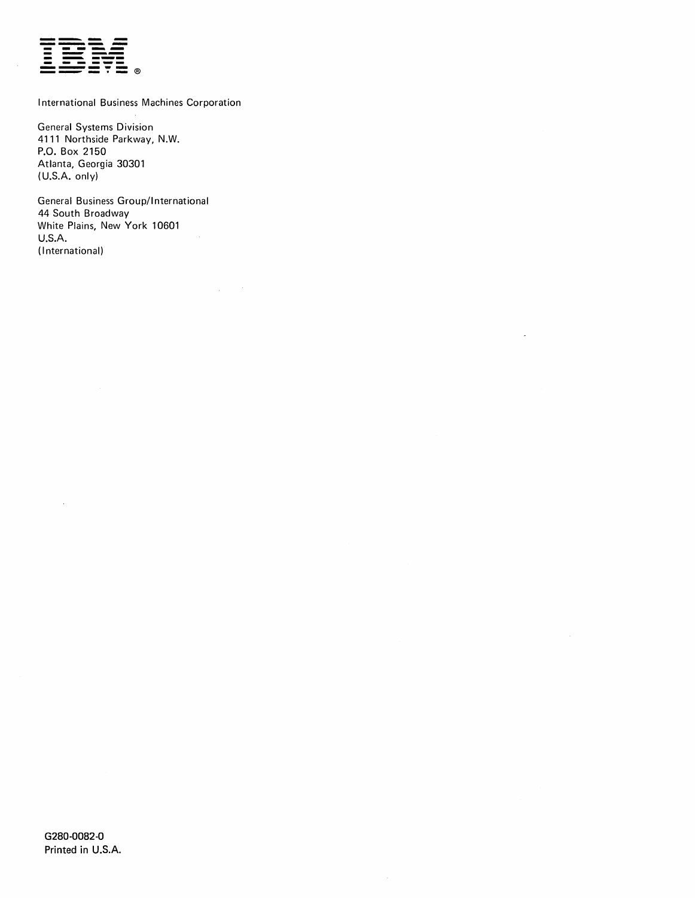IBM®

International Business Machines Corporation

General Systems Division
4111 Northside Parkway, N.W.
P.O. Box 2150
Atlanta, Georgia 30301
(U.S.A. only)

General Business Group/International
44 South Broadway
White Plains, New York 10601
U.S.A.
(International)

G280-0082-0
Printed in U.S.A.